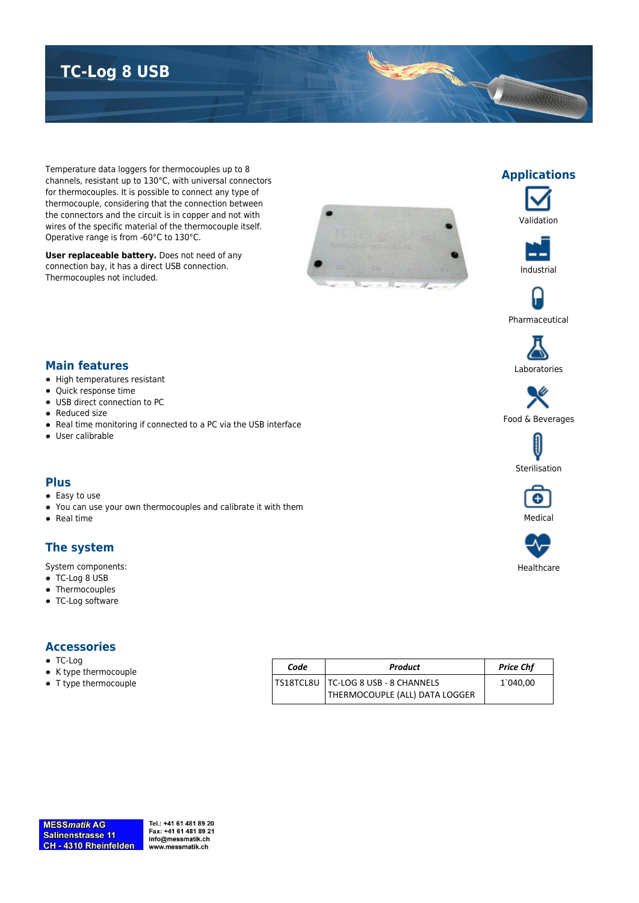# TC-Log 8 USB

Temperature data loggers for thermocouples up to 8 channels, resistant up to 130°C, with universal connectors for thermocouples. It is possible to connect any type of thermocouple, considering that the connection between the connectors and the circuit is in copper and not with wires of the specific material of the thermocouple itself. Operative range is from -60°C to 130°C.

**User replaceable battery.** Does not need of any connection bay, it has a direct USB connection. Thermocouples not included.

## Applications

- Validation
- Industrial
- Pharmaceutical
- Laboratories
- Food & Beverages
- Sterilisation
- Medical
- Healthcare

## Main features

- High temperatures resistant
- Quick response time
- USB direct connection to PC
- Reduced size
- Real time monitoring if connected to a PC via the USB interface
- User calibrable

## Plus

- Easy to use
- You can use your own thermocouples and calibrate it with them
- Real time

## The system

System components:

- TC-Log 8 USB
- Thermocouples
- TC-Log software

## Accessories

- TC-Log
- K type thermocouple
- T type thermocouple

| *Code* | *Product* | *Price Chf* |
|---|---|---|
| TS18TCL8U | TC-LOG 8 USB - 8 CHANNELS THERMOCOUPLE (ALL) DATA LOGGER | 1`040,00 |

**MESSmatik AG**
**Salinenstrasse 11**
**CH - 4310 Rheinfelden**

Tel.: +41 61 481 89 20
Fax: +41 61 481 89 21
info@messmatik.ch
www.messmatik.ch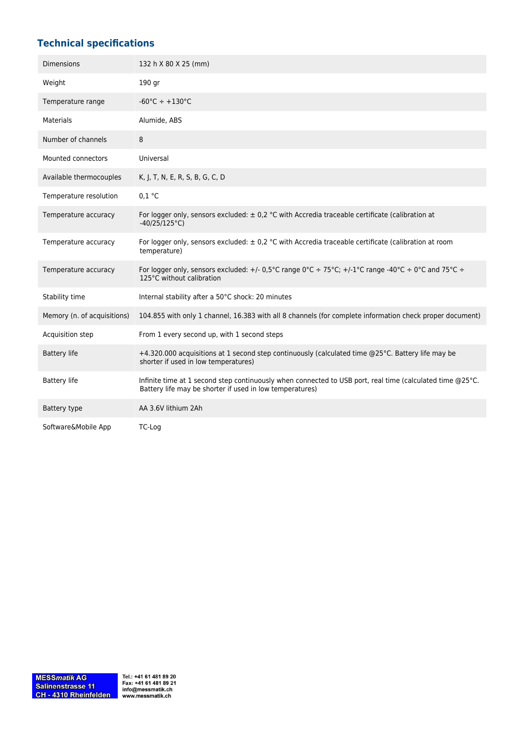## Technical specifications

| | |
|---|---|
| Dimensions | 132 h X 80 X 25 (mm) |
| Weight | 190 gr |
| Temperature range | -60°C ÷ +130°C |
| Materials | Alumide, ABS |
| Number of channels | 8 |
| Mounted connectors | Universal |
| Available thermocouples | K, J, T, N, E, R, S, B, G, C, D |
| Temperature resolution | 0,1 °C |
| Temperature accuracy | For logger only, sensors excluded: ± 0,2 °C with Accredia traceable certificate (calibration at -40/25/125°C) |
| Temperature accuracy | For logger only, sensors excluded: ± 0,2 °C with Accredia traceable certificate (calibration at room temperature) |
| Temperature accuracy | For logger only, sensors excluded: +/- 0,5°C range 0°C ÷ 75°C; +/-1°C range -40°C ÷ 0°C and 75°C ÷ 125°C without calibration |
| Stability time | Internal stability after a 50°C shock: 20 minutes |
| Memory (n. of acquisitions) | 104.855 with only 1 channel, 16.383 with all 8 channels (for complete information check proper document) |
| Acquisition step | From 1 every second up, with 1 second steps |
| Battery life | +4.320.000 acquisitions at 1 second step continuously (calculated time @25°C. Battery life may be shorter if used in low temperatures) |
| Battery life | Infinite time at 1 second step continuously when connected to USB port, real time (calculated time @25°C. Battery life may be shorter if used in low temperatures) |
| Battery type | AA 3.6V lithium 2Ah |
| Software&Mobile App | TC-Log |

**MESS*matik* AG**
**Salinenstrasse 11**
**CH - 4310 Rheinfelden**

Tel.: +41 61 481 89 20
Fax: +41 61 481 89 21
info@messmatik.ch
www.messmatik.ch